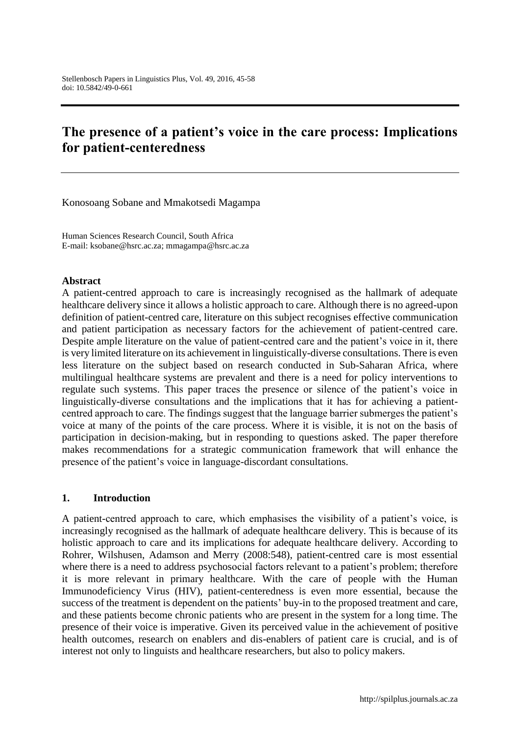# The presence of a patient's voice in the care process: Implications for patient-centeredness

Konosoang Sobane and Mmakotsedi Magampa

Human Sciences Research Council, South Africa
E-mail: ksobane@hsrc.ac.za; mmagampa@hsrc.ac.za

### Abstract

A patient-centred approach to care is increasingly recognised as the hallmark of adequate healthcare delivery since it allows a holistic approach to care. Although there is no agreed-upon definition of patient-centred care, literature on this subject recognises effective communication and patient participation as necessary factors for the achievement of patient-centred care. Despite ample literature on the value of patient-centred care and the patient's voice in it, there is very limited literature on its achievement in linguistically-diverse consultations. There is even less literature on the subject based on research conducted in Sub-Saharan Africa, where multilingual healthcare systems are prevalent and there is a need for policy interventions to regulate such systems. This paper traces the presence or silence of the patient's voice in linguistically-diverse consultations and the implications that it has for achieving a patient-centred approach to care. The findings suggest that the language barrier submerges the patient's voice at many of the points of the care process. Where it is visible, it is not on the basis of participation in decision-making, but in responding to questions asked. The paper therefore makes recommendations for a strategic communication framework that will enhance the presence of the patient's voice in language-discordant consultations.

## 1. Introduction

A patient-centred approach to care, which emphasises the visibility of a patient's voice, is increasingly recognised as the hallmark of adequate healthcare delivery. This is because of its holistic approach to care and its implications for adequate healthcare delivery. According to Rohrer, Wilshusen, Adamson and Merry (2008:548), patient-centred care is most essential where there is a need to address psychosocial factors relevant to a patient's problem; therefore it is more relevant in primary healthcare. With the care of people with the Human Immunodeficiency Virus (HIV), patient-centeredness is even more essential, because the success of the treatment is dependent on the patients' buy-in to the proposed treatment and care, and these patients become chronic patients who are present in the system for a long time. The presence of their voice is imperative. Given its perceived value in the achievement of positive health outcomes, research on enablers and dis-enablers of patient care is crucial, and is of interest not only to linguists and healthcare researchers, but also to policy makers.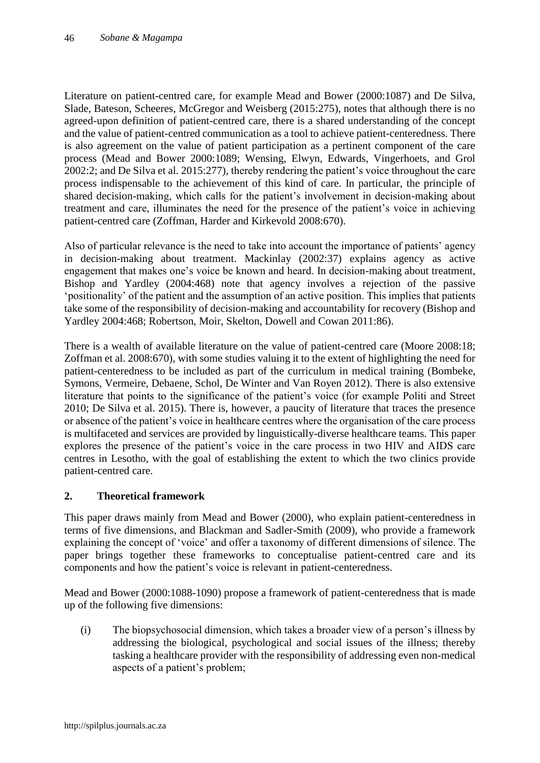Literature on patient-centred care, for example Mead and Bower (2000:1087) and De Silva, Slade, Bateson, Scheeres, McGregor and Weisberg (2015:275), notes that although there is no agreed-upon definition of patient-centred care, there is a shared understanding of the concept and the value of patient-centred communication as a tool to achieve patient-centeredness. There is also agreement on the value of patient participation as a pertinent component of the care process (Mead and Bower 2000:1089; Wensing, Elwyn, Edwards, Vingerhoets, and Grol 2002:2; and De Silva et al. 2015:277), thereby rendering the patient's voice throughout the care process indispensable to the achievement of this kind of care. In particular, the principle of shared decision-making, which calls for the patient's involvement in decision-making about treatment and care, illuminates the need for the presence of the patient's voice in achieving patient-centred care (Zoffman, Harder and Kirkevold 2008:670).

Also of particular relevance is the need to take into account the importance of patients' agency in decision-making about treatment. Mackinlay (2002:37) explains agency as active engagement that makes one's voice be known and heard. In decision-making about treatment, Bishop and Yardley (2004:468) note that agency involves a rejection of the passive 'positionality' of the patient and the assumption of an active position. This implies that patients take some of the responsibility of decision-making and accountability for recovery (Bishop and Yardley 2004:468; Robertson, Moir, Skelton, Dowell and Cowan 2011:86).

There is a wealth of available literature on the value of patient-centred care (Moore 2008:18; Zoffman et al. 2008:670), with some studies valuing it to the extent of highlighting the need for patient-centeredness to be included as part of the curriculum in medical training (Bombeke, Symons, Vermeire, Debaene, Schol, De Winter and Van Royen 2012). There is also extensive literature that points to the significance of the patient's voice (for example Politi and Street 2010; De Silva et al. 2015). There is, however, a paucity of literature that traces the presence or absence of the patient's voice in healthcare centres where the organisation of the care process is multifaceted and services are provided by linguistically-diverse healthcare teams. This paper explores the presence of the patient's voice in the care process in two HIV and AIDS care centres in Lesotho, with the goal of establishing the extent to which the two clinics provide patient-centred care.

## 2. Theoretical framework

This paper draws mainly from Mead and Bower (2000), who explain patient-centeredness in terms of five dimensions, and Blackman and Sadler-Smith (2009), who provide a framework explaining the concept of 'voice' and offer a taxonomy of different dimensions of silence. The paper brings together these frameworks to conceptualise patient-centred care and its components and how the patient's voice is relevant in patient-centeredness.

Mead and Bower (2000:1088-1090) propose a framework of patient-centeredness that is made up of the following five dimensions:

(i) The biopsychosocial dimension, which takes a broader view of a person's illness by addressing the biological, psychological and social issues of the illness; thereby tasking a healthcare provider with the responsibility of addressing even non-medical aspects of a patient's problem;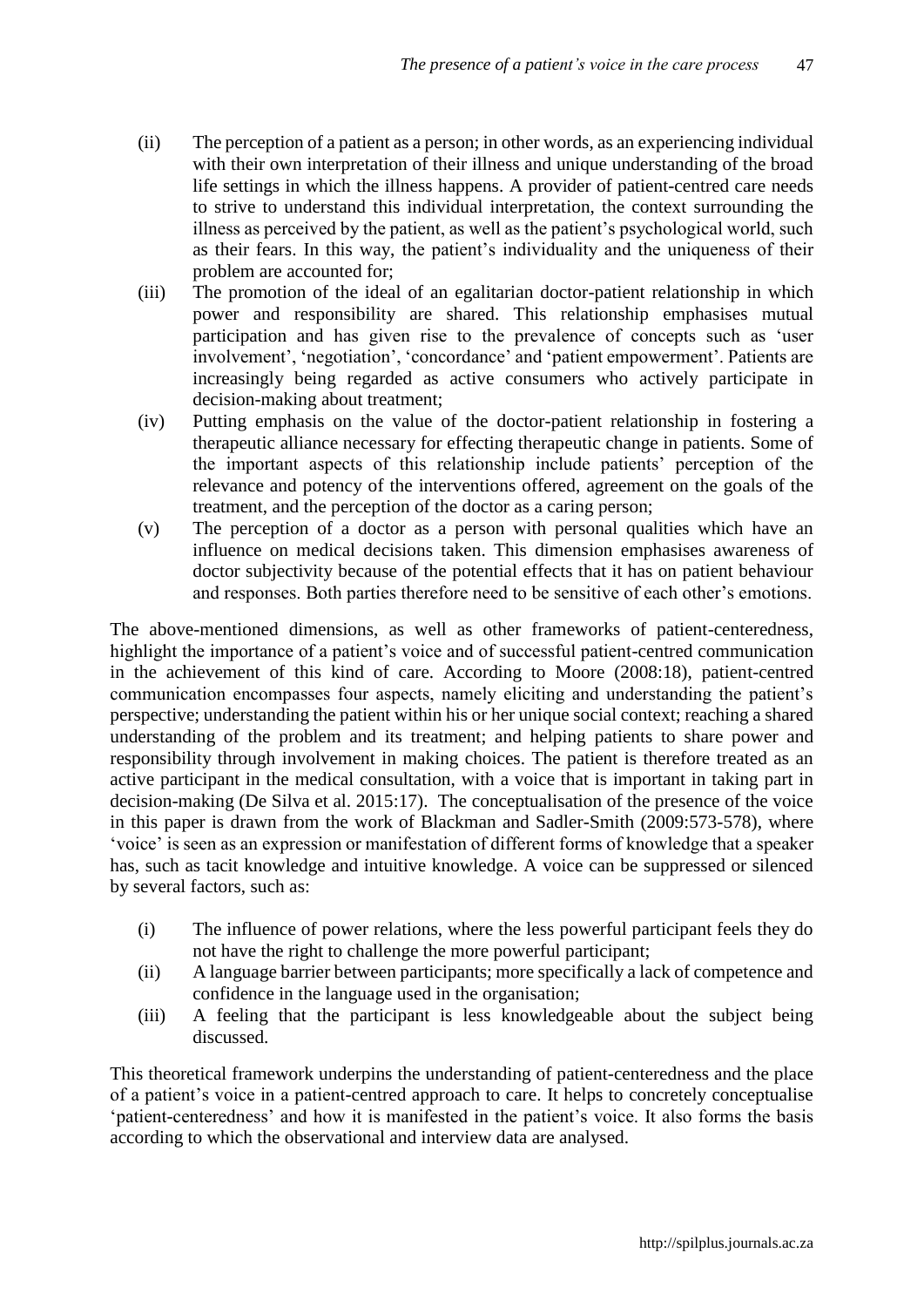(ii) The perception of a patient as a person; in other words, as an experiencing individual with their own interpretation of their illness and unique understanding of the broad life settings in which the illness happens. A provider of patient-centred care needs to strive to understand this individual interpretation, the context surrounding the illness as perceived by the patient, as well as the patient's psychological world, such as their fears. In this way, the patient's individuality and the uniqueness of their problem are accounted for;

(iii) The promotion of the ideal of an egalitarian doctor-patient relationship in which power and responsibility are shared. This relationship emphasises mutual participation and has given rise to the prevalence of concepts such as 'user involvement', 'negotiation', 'concordance' and 'patient empowerment'. Patients are increasingly being regarded as active consumers who actively participate in decision-making about treatment;

(iv) Putting emphasis on the value of the doctor-patient relationship in fostering a therapeutic alliance necessary for effecting therapeutic change in patients. Some of the important aspects of this relationship include patients' perception of the relevance and potency of the interventions offered, agreement on the goals of the treatment, and the perception of the doctor as a caring person;

(v) The perception of a doctor as a person with personal qualities which have an influence on medical decisions taken. This dimension emphasises awareness of doctor subjectivity because of the potential effects that it has on patient behaviour and responses. Both parties therefore need to be sensitive of each other's emotions.

The above-mentioned dimensions, as well as other frameworks of patient-centeredness, highlight the importance of a patient's voice and of successful patient-centred communication in the achievement of this kind of care. According to Moore (2008:18), patient-centred communication encompasses four aspects, namely eliciting and understanding the patient's perspective; understanding the patient within his or her unique social context; reaching a shared understanding of the problem and its treatment; and helping patients to share power and responsibility through involvement in making choices. The patient is therefore treated as an active participant in the medical consultation, with a voice that is important in taking part in decision-making (De Silva et al. 2015:17). The conceptualisation of the presence of the voice in this paper is drawn from the work of Blackman and Sadler-Smith (2009:573-578), where 'voice' is seen as an expression or manifestation of different forms of knowledge that a speaker has, such as tacit knowledge and intuitive knowledge. A voice can be suppressed or silenced by several factors, such as:

(i) The influence of power relations, where the less powerful participant feels they do not have the right to challenge the more powerful participant;

(ii) A language barrier between participants; more specifically a lack of competence and confidence in the language used in the organisation;

(iii) A feeling that the participant is less knowledgeable about the subject being discussed.

This theoretical framework underpins the understanding of patient-centeredness and the place of a patient's voice in a patient-centred approach to care. It helps to concretely conceptualise 'patient-centeredness' and how it is manifested in the patient's voice. It also forms the basis according to which the observational and interview data are analysed.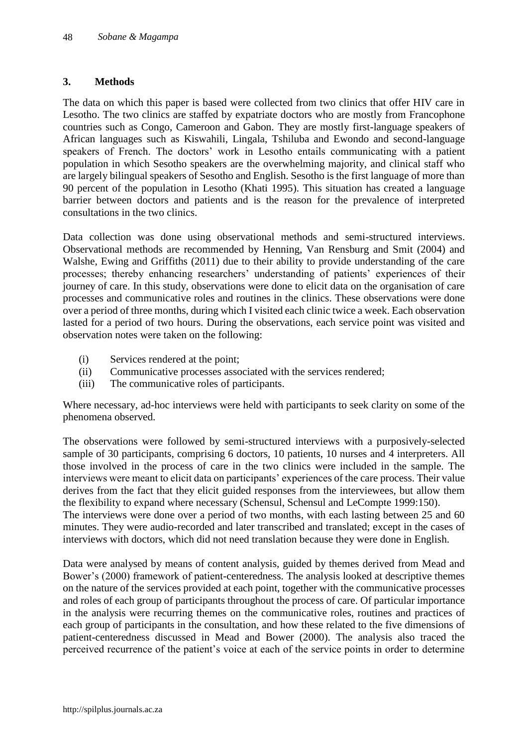## 3. Methods

The data on which this paper is based were collected from two clinics that offer HIV care in Lesotho. The two clinics are staffed by expatriate doctors who are mostly from Francophone countries such as Congo, Cameroon and Gabon. They are mostly first-language speakers of African languages such as Kiswahili, Lingala, Tshiluba and Ewondo and second-language speakers of French. The doctors' work in Lesotho entails communicating with a patient population in which Sesotho speakers are the overwhelming majority, and clinical staff who are largely bilingual speakers of Sesotho and English. Sesotho is the first language of more than 90 percent of the population in Lesotho (Khati 1995). This situation has created a language barrier between doctors and patients and is the reason for the prevalence of interpreted consultations in the two clinics.

Data collection was done using observational methods and semi-structured interviews. Observational methods are recommended by Henning, Van Rensburg and Smit (2004) and Walshe, Ewing and Griffiths (2011) due to their ability to provide understanding of the care processes; thereby enhancing researchers' understanding of patients' experiences of their journey of care. In this study, observations were done to elicit data on the organisation of care processes and communicative roles and routines in the clinics. These observations were done over a period of three months, during which I visited each clinic twice a week. Each observation lasted for a period of two hours. During the observations, each service point was visited and observation notes were taken on the following:

- (i) Services rendered at the point;
- (ii) Communicative processes associated with the services rendered;
- (iii) The communicative roles of participants.

Where necessary, ad-hoc interviews were held with participants to seek clarity on some of the phenomena observed.

The observations were followed by semi-structured interviews with a purposively-selected sample of 30 participants, comprising 6 doctors, 10 patients, 10 nurses and 4 interpreters. All those involved in the process of care in the two clinics were included in the sample. The interviews were meant to elicit data on participants' experiences of the care process. Their value derives from the fact that they elicit guided responses from the interviewees, but allow them the flexibility to expand where necessary (Schensul, Schensul and LeCompte 1999:150).
The interviews were done over a period of two months, with each lasting between 25 and 60 minutes. They were audio-recorded and later transcribed and translated; except in the cases of interviews with doctors, which did not need translation because they were done in English.

Data were analysed by means of content analysis, guided by themes derived from Mead and Bower's (2000) framework of patient-centeredness. The analysis looked at descriptive themes on the nature of the services provided at each point, together with the communicative processes and roles of each group of participants throughout the process of care. Of particular importance in the analysis were recurring themes on the communicative roles, routines and practices of each group of participants in the consultation, and how these related to the five dimensions of patient-centeredness discussed in Mead and Bower (2000). The analysis also traced the perceived recurrence of the patient's voice at each of the service points in order to determine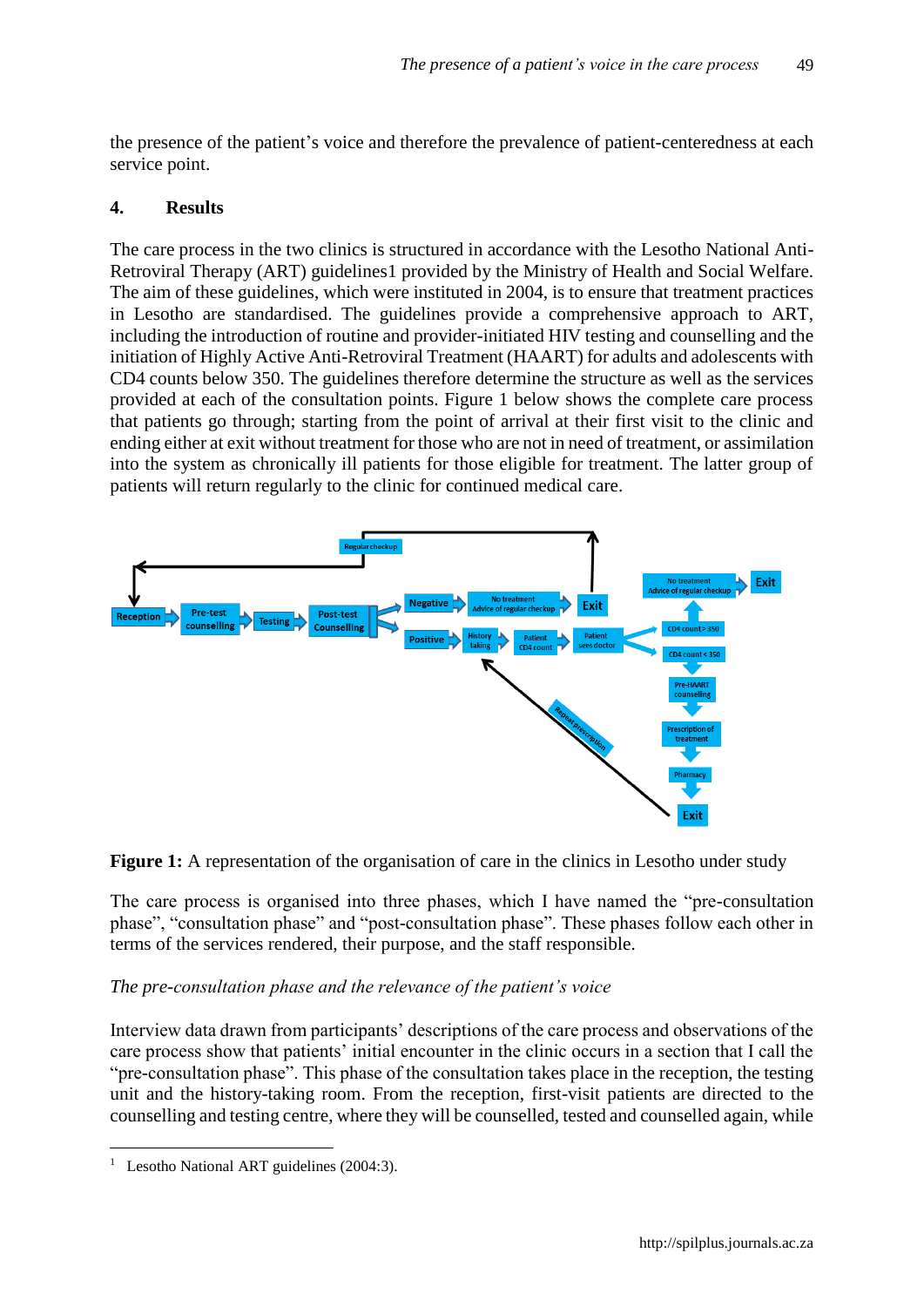the presence of the patient's voice and therefore the prevalence of patient-centeredness at each service point.

## 4. Results

The care process in the two clinics is structured in accordance with the Lesotho National Anti-Retroviral Therapy (ART) guidelines1 provided by the Ministry of Health and Social Welfare. The aim of these guidelines, which were instituted in 2004, is to ensure that treatment practices in Lesotho are standardised. The guidelines provide a comprehensive approach to ART, including the introduction of routine and provider-initiated HIV testing and counselling and the initiation of Highly Active Anti-Retroviral Treatment (HAART) for adults and adolescents with CD4 counts below 350. The guidelines therefore determine the structure as well as the services provided at each of the consultation points. Figure 1 below shows the complete care process that patients go through; starting from the point of arrival at their first visit to the clinic and ending either at exit without treatment for those who are not in need of treatment, or assimilation into the system as chronically ill patients for those eligible for treatment. The latter group of patients will return regularly to the clinic for continued medical care.

**Figure 1:** A representation of the organisation of care in the clinics in Lesotho under study

The care process is organised into three phases, which I have named the "pre-consultation phase", "consultation phase" and "post-consultation phase". These phases follow each other in terms of the services rendered, their purpose, and the staff responsible.

*The pre-consultation phase and the relevance of the patient's voice*

Interview data drawn from participants' descriptions of the care process and observations of the care process show that patients' initial encounter in the clinic occurs in a section that I call the "pre-consultation phase". This phase of the consultation takes place in the reception, the testing unit and the history-taking room. From the reception, first-visit patients are directed to the counselling and testing centre, where they will be counselled, tested and counselled again, while

[1] Lesotho National ART guidelines (2004:3).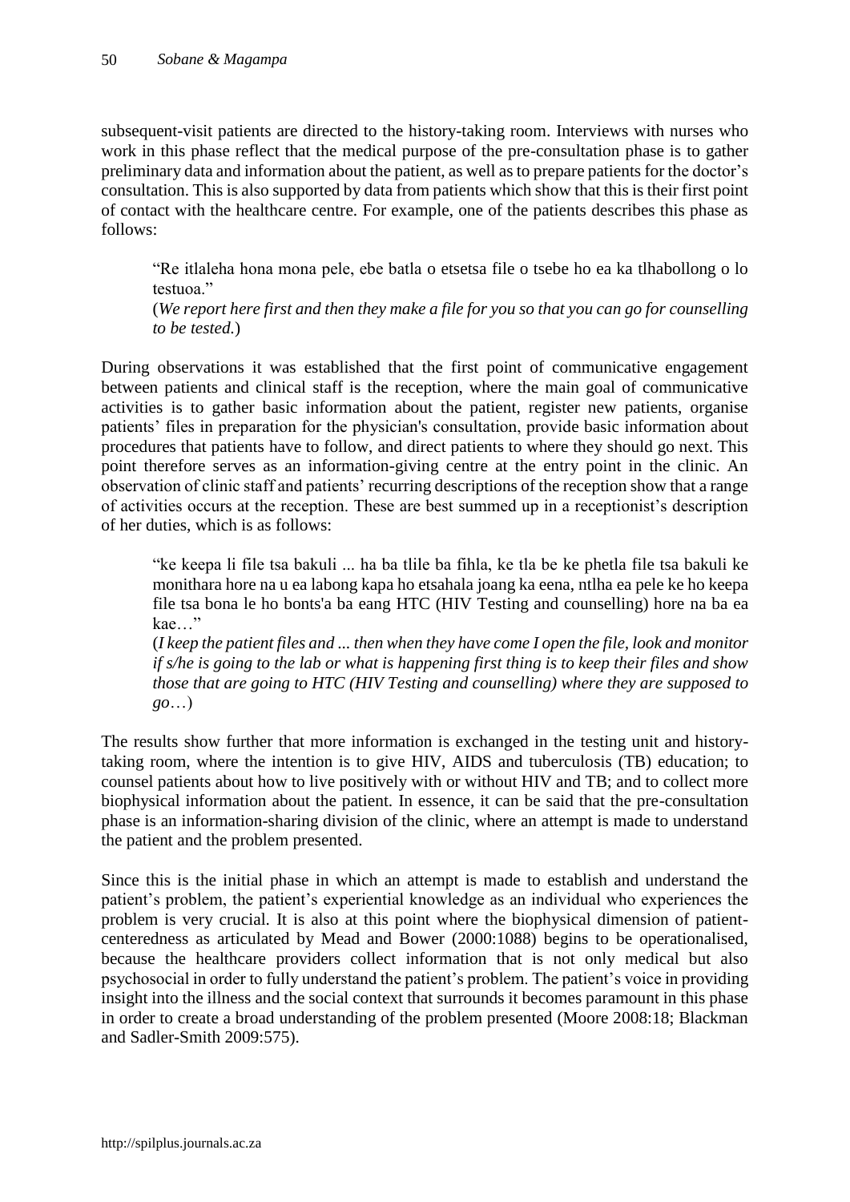subsequent-visit patients are directed to the history-taking room. Interviews with nurses who work in this phase reflect that the medical purpose of the pre-consultation phase is to gather preliminary data and information about the patient, as well as to prepare patients for the doctor's consultation. This is also supported by data from patients which show that this is their first point of contact with the healthcare centre. For example, one of the patients describes this phase as follows:

> "Re itlaleha hona mona pele, ebe batla o etsetsa file o tsebe ho ea ka tlhabollong o lo testuoa."
> (*We report here first and then they make a file for you so that you can go for counselling to be tested.*)

During observations it was established that the first point of communicative engagement between patients and clinical staff is the reception, where the main goal of communicative activities is to gather basic information about the patient, register new patients, organise patients' files in preparation for the physician's consultation, provide basic information about procedures that patients have to follow, and direct patients to where they should go next. This point therefore serves as an information-giving centre at the entry point in the clinic. An observation of clinic staff and patients' recurring descriptions of the reception show that a range of activities occurs at the reception. These are best summed up in a receptionist's description of her duties, which is as follows:

> "ke keepa li file tsa bakuli ... ha ba tlile ba fihla, ke tla be ke phetla file tsa bakuli ke monithara hore na u ea labong kapa ho etsahala joang ka eena, ntlha ea pele ke ho keepa file tsa bona le ho bonts'a ba eang HTC (HIV Testing and counselling) hore na ba ea kae…"
> (*I keep the patient files and ... then when they have come I open the file, look and monitor if s/he is going to the lab or what is happening first thing is to keep their files and show those that are going to HTC (HIV Testing and counselling) where they are supposed to go*…)

The results show further that more information is exchanged in the testing unit and history-taking room, where the intention is to give HIV, AIDS and tuberculosis (TB) education; to counsel patients about how to live positively with or without HIV and TB; and to collect more biophysical information about the patient. In essence, it can be said that the pre-consultation phase is an information-sharing division of the clinic, where an attempt is made to understand the patient and the problem presented.

Since this is the initial phase in which an attempt is made to establish and understand the patient's problem, the patient's experiential knowledge as an individual who experiences the problem is very crucial. It is also at this point where the biophysical dimension of patient-centeredness as articulated by Mead and Bower (2000:1088) begins to be operationalised, because the healthcare providers collect information that is not only medical but also psychosocial in order to fully understand the patient's problem. The patient's voice in providing insight into the illness and the social context that surrounds it becomes paramount in this phase in order to create a broad understanding of the problem presented (Moore 2008:18; Blackman and Sadler-Smith 2009:575).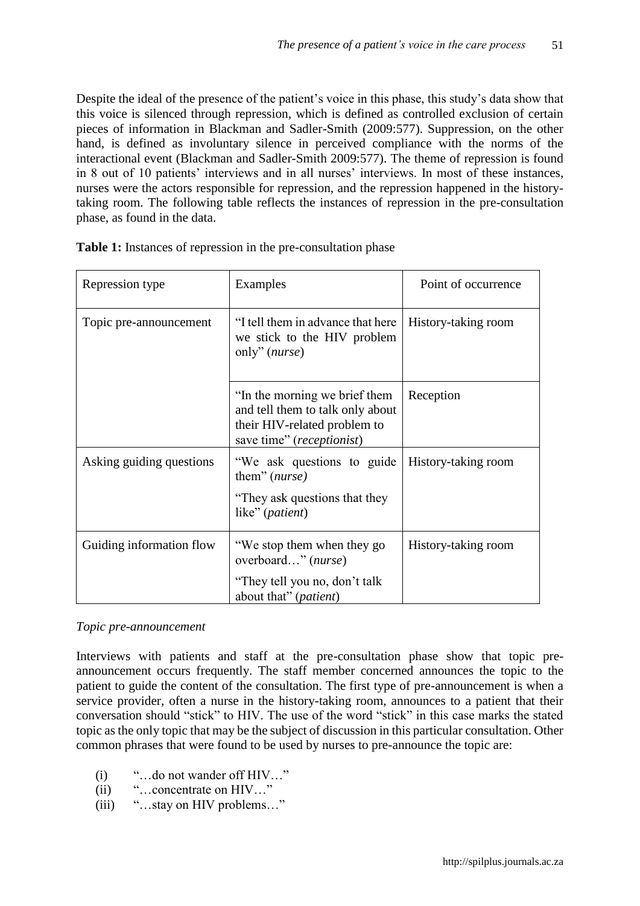Despite the ideal of the presence of the patient's voice in this phase, this study's data show that this voice is silenced through repression, which is defined as controlled exclusion of certain pieces of information in Blackman and Sadler-Smith (2009:577). Suppression, on the other hand, is defined as involuntary silence in perceived compliance with the norms of the interactional event (Blackman and Sadler-Smith 2009:577). The theme of repression is found in 8 out of 10 patients' interviews and in all nurses' interviews. In most of these instances, nurses were the actors responsible for repression, and the repression happened in the history-taking room. The following table reflects the instances of repression in the pre-consultation phase, as found in the data.

**Table 1:** Instances of repression in the pre-consultation phase

| Repression type | Examples | Point of occurrence |
|---|---|---|
| Topic pre-announcement | "I tell them in advance that here we stick to the HIV problem only" (*nurse*) | History-taking room |
| | "In the morning we brief them and tell them to talk only about their HIV-related problem to save time" (*receptionist*) | Reception |
| Asking guiding questions | "We ask questions to guide them" (*nurse)*<br>"They ask questions that they like" (*patient*) | History-taking room |
| Guiding information flow | "We stop them when they go overboard…" (*nurse*)<br>"They tell you no, don't talk about that" (*patient*) | History-taking room |

*Topic pre-announcement*

Interviews with patients and staff at the pre-consultation phase show that topic pre-announcement occurs frequently. The staff member concerned announces the topic to the patient to guide the content of the consultation. The first type of pre-announcement is when a service provider, often a nurse in the history-taking room, announces to a patient that their conversation should "stick" to HIV. The use of the word "stick" in this case marks the stated topic as the only topic that may be the subject of discussion in this particular consultation. Other common phrases that were found to be used by nurses to pre-announce the topic are:

(i) "…do not wander off HIV…"
(ii) "…concentrate on HIV…"
(iii) "…stay on HIV problems…"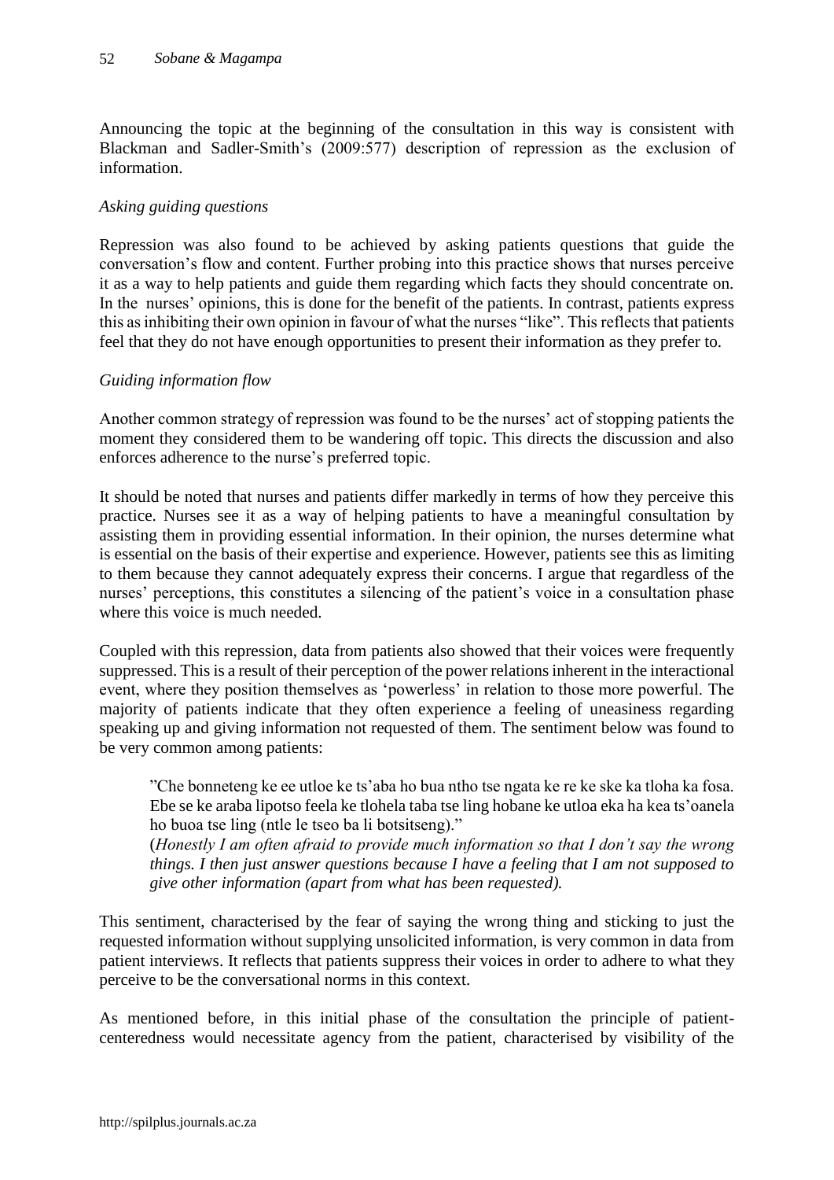Announcing the topic at the beginning of the consultation in this way is consistent with Blackman and Sadler-Smith's (2009:577) description of repression as the exclusion of information.

*Asking guiding questions*

Repression was also found to be achieved by asking patients questions that guide the conversation's flow and content. Further probing into this practice shows that nurses perceive it as a way to help patients and guide them regarding which facts they should concentrate on. In the nurses' opinions, this is done for the benefit of the patients. In contrast, patients express this as inhibiting their own opinion in favour of what the nurses "like". This reflects that patients feel that they do not have enough opportunities to present their information as they prefer to.

*Guiding information flow*

Another common strategy of repression was found to be the nurses' act of stopping patients the moment they considered them to be wandering off topic. This directs the discussion and also enforces adherence to the nurse's preferred topic.

It should be noted that nurses and patients differ markedly in terms of how they perceive this practice. Nurses see it as a way of helping patients to have a meaningful consultation by assisting them in providing essential information. In their opinion, the nurses determine what is essential on the basis of their expertise and experience. However, patients see this as limiting to them because they cannot adequately express their concerns. I argue that regardless of the nurses' perceptions, this constitutes a silencing of the patient's voice in a consultation phase where this voice is much needed.

Coupled with this repression, data from patients also showed that their voices were frequently suppressed. This is a result of their perception of the power relations inherent in the interactional event, where they position themselves as 'powerless' in relation to those more powerful. The majority of patients indicate that they often experience a feeling of uneasiness regarding speaking up and giving information not requested of them. The sentiment below was found to be very common among patients:

> "Che bonneteng ke ee utloe ke ts'aba ho bua ntho tse ngata ke re ke ske ka tloha ka fosa. Ebe se ke araba lipotso feela ke tlohela taba tse ling hobane ke utloa eka ha kea ts'oanela ho buoa tse ling (ntle le tseo ba li botsitseng)."
> (*Honestly I am often afraid to provide much information so that I don't say the wrong things. I then just answer questions because I have a feeling that I am not supposed to give other information (apart from what has been requested).*

This sentiment, characterised by the fear of saying the wrong thing and sticking to just the requested information without supplying unsolicited information, is very common in data from patient interviews. It reflects that patients suppress their voices in order to adhere to what they perceive to be the conversational norms in this context.

As mentioned before, in this initial phase of the consultation the principle of patient-centeredness would necessitate agency from the patient, characterised by visibility of the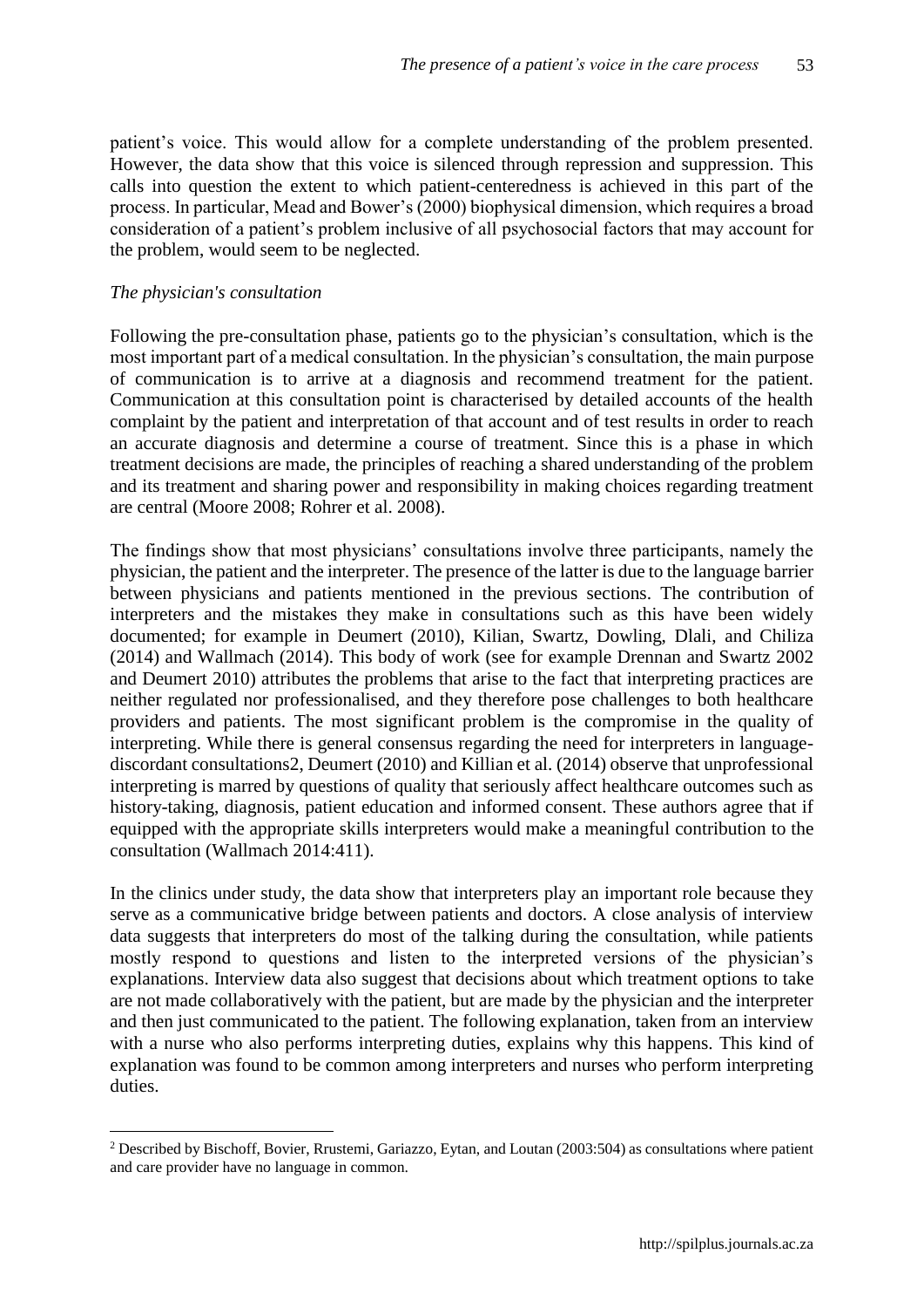patient's voice. This would allow for a complete understanding of the problem presented. However, the data show that this voice is silenced through repression and suppression. This calls into question the extent to which patient-centeredness is achieved in this part of the process. In particular, Mead and Bower's (2000) biophysical dimension, which requires a broad consideration of a patient's problem inclusive of all psychosocial factors that may account for the problem, would seem to be neglected.

*The physician's consultation*

Following the pre-consultation phase, patients go to the physician's consultation, which is the most important part of a medical consultation. In the physician's consultation, the main purpose of communication is to arrive at a diagnosis and recommend treatment for the patient. Communication at this consultation point is characterised by detailed accounts of the health complaint by the patient and interpretation of that account and of test results in order to reach an accurate diagnosis and determine a course of treatment. Since this is a phase in which treatment decisions are made, the principles of reaching a shared understanding of the problem and its treatment and sharing power and responsibility in making choices regarding treatment are central (Moore 2008; Rohrer et al. 2008).

The findings show that most physicians' consultations involve three participants, namely the physician, the patient and the interpreter. The presence of the latter is due to the language barrier between physicians and patients mentioned in the previous sections. The contribution of interpreters and the mistakes they make in consultations such as this have been widely documented; for example in Deumert (2010), Kilian, Swartz, Dowling, Dlali, and Chiliza (2014) and Wallmach (2014). This body of work (see for example Drennan and Swartz 2002 and Deumert 2010) attributes the problems that arise to the fact that interpreting practices are neither regulated nor professionalised, and they therefore pose challenges to both healthcare providers and patients. The most significant problem is the compromise in the quality of interpreting. While there is general consensus regarding the need for interpreters in language-discordant consultations[2], Deumert (2010) and Killian et al. (2014) observe that unprofessional interpreting is marred by questions of quality that seriously affect healthcare outcomes such as history-taking, diagnosis, patient education and informed consent. These authors agree that if equipped with the appropriate skills interpreters would make a meaningful contribution to the consultation (Wallmach 2014:411).

In the clinics under study, the data show that interpreters play an important role because they serve as a communicative bridge between patients and doctors. A close analysis of interview data suggests that interpreters do most of the talking during the consultation, while patients mostly respond to questions and listen to the interpreted versions of the physician's explanations. Interview data also suggest that decisions about which treatment options to take are not made collaboratively with the patient, but are made by the physician and the interpreter and then just communicated to the patient. The following explanation, taken from an interview with a nurse who also performs interpreting duties, explains why this happens. This kind of explanation was found to be common among interpreters and nurses who perform interpreting duties.

---

[2] Described by Bischoff, Bovier, Rrustemi, Gariazzo, Eytan, and Loutan (2003:504) as consultations where patient and care provider have no language in common.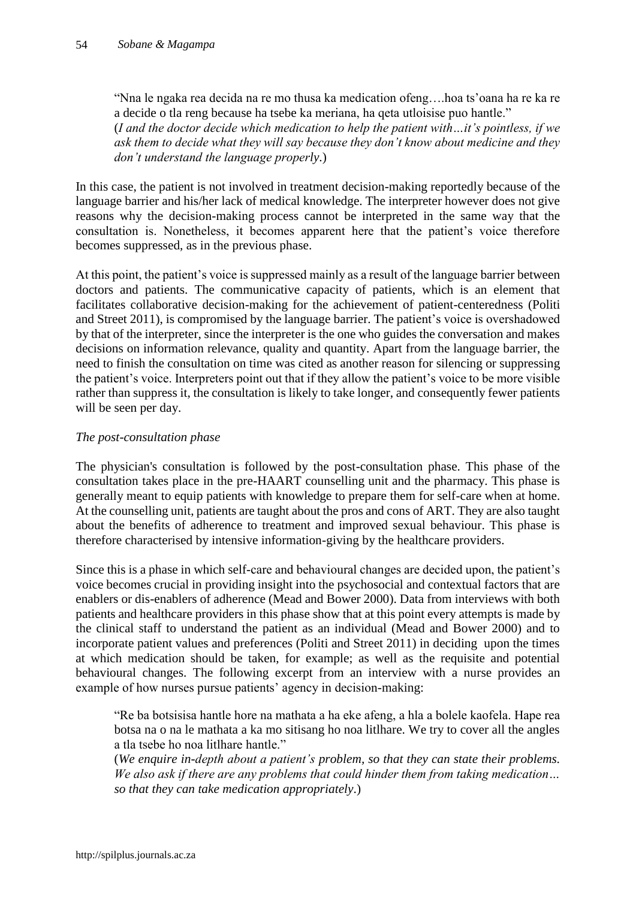> "Nna le ngaka rea decida na re mo thusa ka medication ofeng….hoa ts'oana ha re ka re a decide o tla reng because ha tsebe ka meriana, ha qeta utloisise puo hantle."
> (*I and the doctor decide which medication to help the patient with…it's pointless, if we ask them to decide what they will say because they don't know about medicine and they don't understand the language properly*.)

In this case, the patient is not involved in treatment decision-making reportedly because of the language barrier and his/her lack of medical knowledge. The interpreter however does not give reasons why the decision-making process cannot be interpreted in the same way that the consultation is. Nonetheless, it becomes apparent here that the patient's voice therefore becomes suppressed, as in the previous phase.

At this point, the patient's voice is suppressed mainly as a result of the language barrier between doctors and patients. The communicative capacity of patients, which is an element that facilitates collaborative decision-making for the achievement of patient-centeredness (Politi and Street 2011), is compromised by the language barrier. The patient's voice is overshadowed by that of the interpreter, since the interpreter is the one who guides the conversation and makes decisions on information relevance, quality and quantity. Apart from the language barrier, the need to finish the consultation on time was cited as another reason for silencing or suppressing the patient's voice. Interpreters point out that if they allow the patient's voice to be more visible rather than suppress it, the consultation is likely to take longer, and consequently fewer patients will be seen per day.

*The post-consultation phase*

The physician's consultation is followed by the post-consultation phase. This phase of the consultation takes place in the pre-HAART counselling unit and the pharmacy. This phase is generally meant to equip patients with knowledge to prepare them for self-care when at home. At the counselling unit, patients are taught about the pros and cons of ART. They are also taught about the benefits of adherence to treatment and improved sexual behaviour. This phase is therefore characterised by intensive information-giving by the healthcare providers.

Since this is a phase in which self-care and behavioural changes are decided upon, the patient's voice becomes crucial in providing insight into the psychosocial and contextual factors that are enablers or dis-enablers of adherence (Mead and Bower 2000). Data from interviews with both patients and healthcare providers in this phase show that at this point every attempts is made by the clinical staff to understand the patient as an individual (Mead and Bower 2000) and to incorporate patient values and preferences (Politi and Street 2011) in deciding upon the times at which medication should be taken, for example; as well as the requisite and potential behavioural changes. The following excerpt from an interview with a nurse provides an example of how nurses pursue patients' agency in decision-making:

> "Re ba botsisisa hantle hore na mathata a ha eke afeng, a hla a bolele kaofela. Hape rea botsa na o na le mathata a ka mo sitisang ho noa litlhare. We try to cover all the angles a tla tsebe ho noa litlhare hantle."
> (*We enquire in-depth about a patient's problem, so that they can state their problems. We also ask if there are any problems that could hinder them from taking medication… so that they can take medication appropriately*.)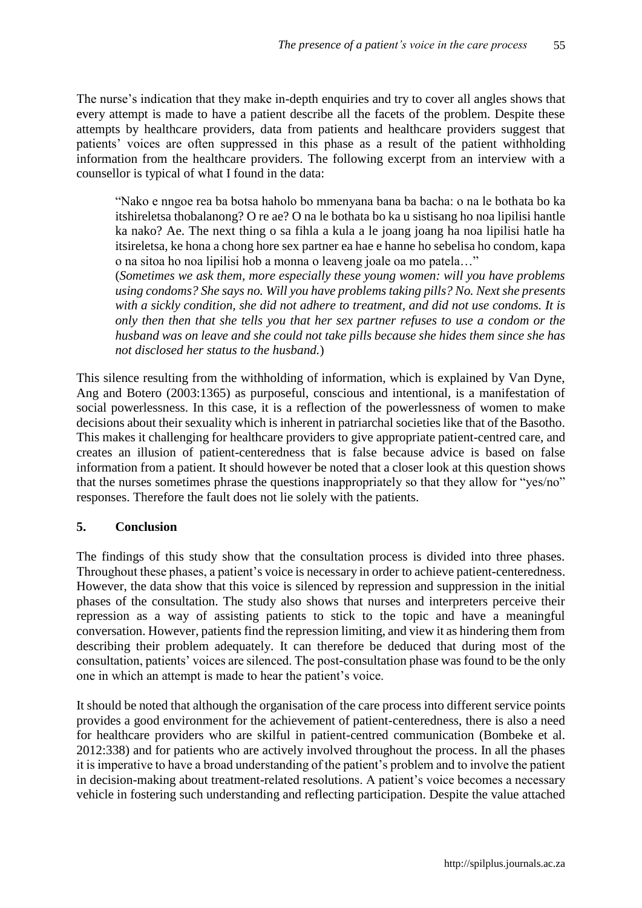The nurse's indication that they make in-depth enquiries and try to cover all angles shows that every attempt is made to have a patient describe all the facets of the problem. Despite these attempts by healthcare providers, data from patients and healthcare providers suggest that patients' voices are often suppressed in this phase as a result of the patient withholding information from the healthcare providers. The following excerpt from an interview with a counsellor is typical of what I found in the data:

> "Nako e nngoe rea ba botsa haholo bo mmenyana bana ba bacha: o na le bothata bo ka itshireletsa thobalanong? O re ae? O na le bothata bo ka u sistisang ho noa lipilisi hantle ka nako? Ae. The next thing o sa fihla a kula a le joang joang ha noa lipilisi hatle ha itsireletsa, ke hona a chong hore sex partner ea hae e hanne ho sebelisa ho condom, kapa o na sitoa ho noa lipilisi hob a monna o leaveng joale oa mo patela…"
>
> (*Sometimes we ask them, more especially these young women: will you have problems using condoms? She says no. Will you have problems taking pills? No. Next she presents with a sickly condition, she did not adhere to treatment, and did not use condoms. It is only then then that she tells you that her sex partner refuses to use a condom or the husband was on leave and she could not take pills because she hides them since she has not disclosed her status to the husband.*)

This silence resulting from the withholding of information, which is explained by Van Dyne, Ang and Botero (2003:1365) as purposeful, conscious and intentional, is a manifestation of social powerlessness. In this case, it is a reflection of the powerlessness of women to make decisions about their sexuality which is inherent in patriarchal societies like that of the Basotho. This makes it challenging for healthcare providers to give appropriate patient-centred care, and creates an illusion of patient-centeredness that is false because advice is based on false information from a patient. It should however be noted that a closer look at this question shows that the nurses sometimes phrase the questions inappropriately so that they allow for "yes/no" responses. Therefore the fault does not lie solely with the patients.

## 5. Conclusion

The findings of this study show that the consultation process is divided into three phases. Throughout these phases, a patient's voice is necessary in order to achieve patient-centeredness. However, the data show that this voice is silenced by repression and suppression in the initial phases of the consultation. The study also shows that nurses and interpreters perceive their repression as a way of assisting patients to stick to the topic and have a meaningful conversation. However, patients find the repression limiting, and view it as hindering them from describing their problem adequately. It can therefore be deduced that during most of the consultation, patients' voices are silenced. The post-consultation phase was found to be the only one in which an attempt is made to hear the patient's voice.

It should be noted that although the organisation of the care process into different service points provides a good environment for the achievement of patient-centeredness, there is also a need for healthcare providers who are skilful in patient-centred communication (Bombeke et al. 2012:338) and for patients who are actively involved throughout the process. In all the phases it is imperative to have a broad understanding of the patient's problem and to involve the patient in decision-making about treatment-related resolutions. A patient's voice becomes a necessary vehicle in fostering such understanding and reflecting participation. Despite the value attached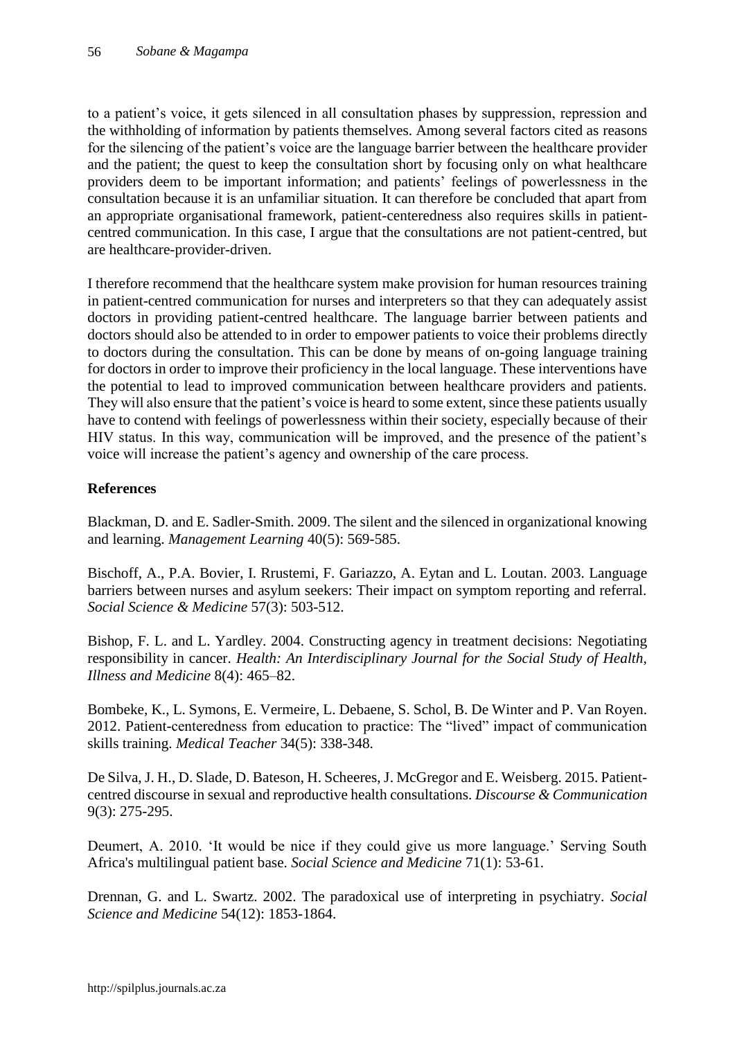to a patient's voice, it gets silenced in all consultation phases by suppression, repression and the withholding of information by patients themselves. Among several factors cited as reasons for the silencing of the patient's voice are the language barrier between the healthcare provider and the patient; the quest to keep the consultation short by focusing only on what healthcare providers deem to be important information; and patients' feelings of powerlessness in the consultation because it is an unfamiliar situation. It can therefore be concluded that apart from an appropriate organisational framework, patient-centeredness also requires skills in patient-centred communication. In this case, I argue that the consultations are not patient-centred, but are healthcare-provider-driven.

I therefore recommend that the healthcare system make provision for human resources training in patient-centred communication for nurses and interpreters so that they can adequately assist doctors in providing patient-centred healthcare. The language barrier between patients and doctors should also be attended to in order to empower patients to voice their problems directly to doctors during the consultation. This can be done by means of on-going language training for doctors in order to improve their proficiency in the local language. These interventions have the potential to lead to improved communication between healthcare providers and patients. They will also ensure that the patient's voice is heard to some extent, since these patients usually have to contend with feelings of powerlessness within their society, especially because of their HIV status. In this way, communication will be improved, and the presence of the patient's voice will increase the patient's agency and ownership of the care process.

## References

Blackman, D. and E. Sadler-Smith. 2009. The silent and the silenced in organizational knowing and learning. *Management Learning* 40(5): 569-585.

Bischoff, A., P.A. Bovier, I. Rrustemi, F. Gariazzo, A. Eytan and L. Loutan. 2003. Language barriers between nurses and asylum seekers: Their impact on symptom reporting and referral. *Social Science & Medicine* 57(3): 503-512.

Bishop, F. L. and L. Yardley. 2004. Constructing agency in treatment decisions: Negotiating responsibility in cancer. *Health: An Interdisciplinary Journal for the Social Study of Health, Illness and Medicine* 8(4): 465–82.

Bombeke, K., L. Symons, E. Vermeire, L. Debaene, S. Schol, B. De Winter and P. Van Royen. 2012. Patient-centeredness from education to practice: The "lived" impact of communication skills training. *Medical Teacher* 34(5): 338-348.

De Silva, J. H., D. Slade, D. Bateson, H. Scheeres, J. McGregor and E. Weisberg. 2015. Patient-centred discourse in sexual and reproductive health consultations. *Discourse & Communication* 9(3): 275-295.

Deumert, A. 2010. 'It would be nice if they could give us more language.' Serving South Africa's multilingual patient base. *Social Science and Medicine* 71(1): 53-61.

Drennan, G. and L. Swartz. 2002. The paradoxical use of interpreting in psychiatry. *Social Science and Medicine* 54(12): 1853-1864.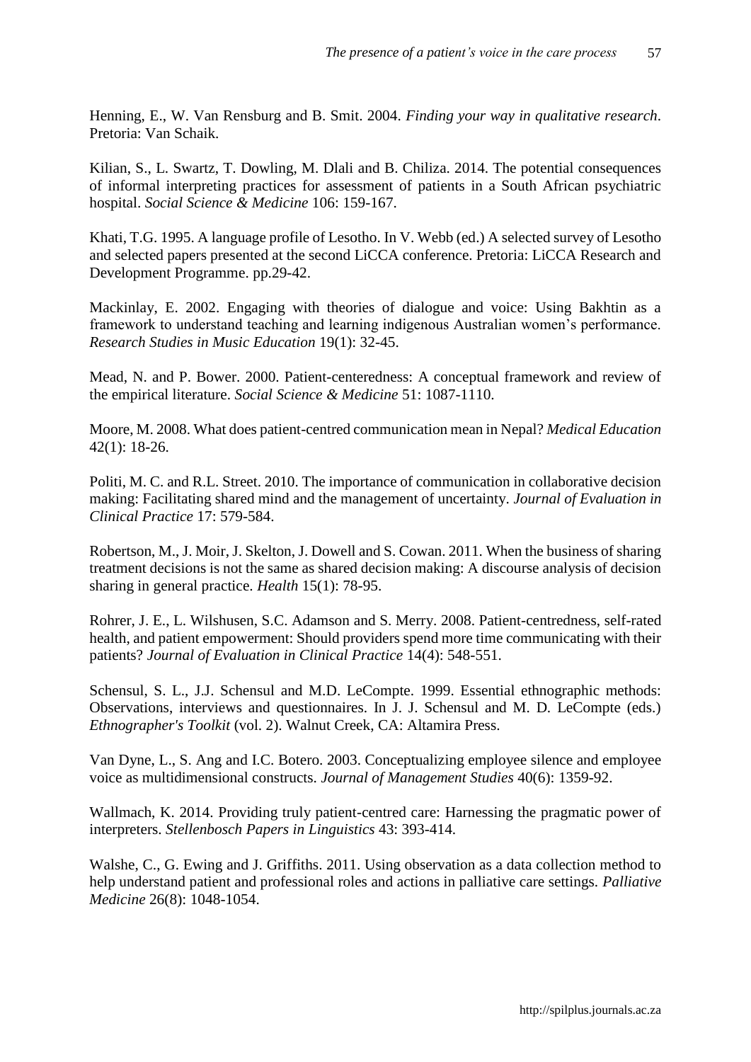Henning, E., W. Van Rensburg and B. Smit. 2004. *Finding your way in qualitative research*. Pretoria: Van Schaik.

Kilian, S., L. Swartz, T. Dowling, M. Dlali and B. Chiliza. 2014. The potential consequences of informal interpreting practices for assessment of patients in a South African psychiatric hospital. *Social Science & Medicine* 106: 159-167.

Khati, T.G. 1995. A language profile of Lesotho. In V. Webb (ed.) A selected survey of Lesotho and selected papers presented at the second LiCCA conference. Pretoria: LiCCA Research and Development Programme. pp.29-42.

Mackinlay, E. 2002. Engaging with theories of dialogue and voice: Using Bakhtin as a framework to understand teaching and learning indigenous Australian women's performance. *Research Studies in Music Education* 19(1): 32-45.

Mead, N. and P. Bower. 2000. Patient-centeredness: A conceptual framework and review of the empirical literature. *Social Science & Medicine* 51: 1087-1110.

Moore, M. 2008. What does patient-centred communication mean in Nepal? *Medical Education* 42(1): 18-26.

Politi, M. C. and R.L. Street. 2010. The importance of communication in collaborative decision making: Facilitating shared mind and the management of uncertainty. *Journal of Evaluation in Clinical Practice* 17: 579-584.

Robertson, M., J. Moir, J. Skelton, J. Dowell and S. Cowan. 2011. When the business of sharing treatment decisions is not the same as shared decision making: A discourse analysis of decision sharing in general practice. *Health* 15(1): 78-95.

Rohrer, J. E., L. Wilshusen, S.C. Adamson and S. Merry. 2008. Patient-centredness, self-rated health, and patient empowerment: Should providers spend more time communicating with their patients? *Journal of Evaluation in Clinical Practice* 14(4): 548-551.

Schensul, S. L., J.J. Schensul and M.D. LeCompte. 1999. Essential ethnographic methods: Observations, interviews and questionnaires. In J. J. Schensul and M. D. LeCompte (eds.) *Ethnographer's Toolkit* (vol. 2). Walnut Creek, CA: Altamira Press.

Van Dyne, L., S. Ang and I.C. Botero. 2003. Conceptualizing employee silence and employee voice as multidimensional constructs. *Journal of Management Studies* 40(6): 1359-92.

Wallmach, K. 2014. Providing truly patient-centred care: Harnessing the pragmatic power of interpreters. *Stellenbosch Papers in Linguistics* 43: 393-414.

Walshe, C., G. Ewing and J. Griffiths. 2011. Using observation as a data collection method to help understand patient and professional roles and actions in palliative care settings. *Palliative Medicine* 26(8): 1048-1054.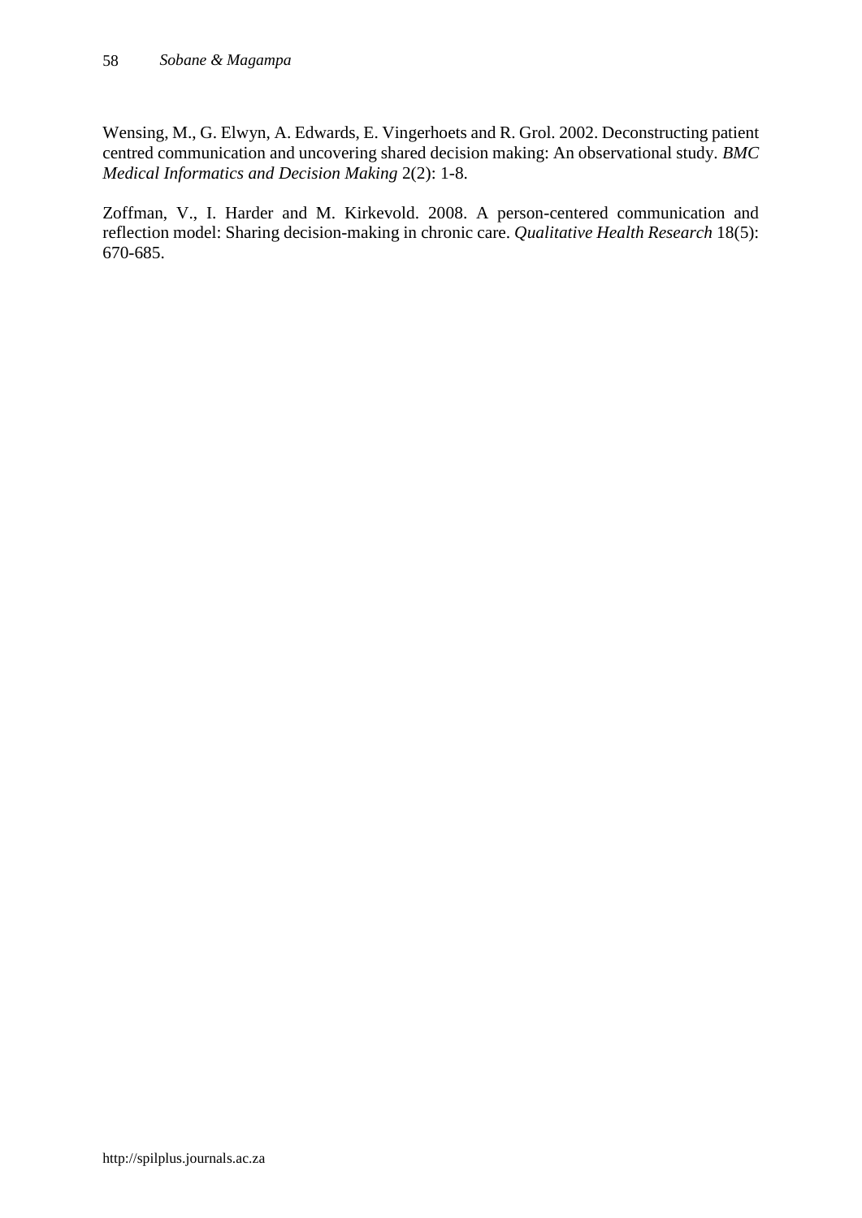Wensing, M., G. Elwyn, A. Edwards, E. Vingerhoets and R. Grol. 2002. Deconstructing patient centred communication and uncovering shared decision making: An observational study. *BMC Medical Informatics and Decision Making* 2(2): 1-8.

Zoffman, V., I. Harder and M. Kirkevold. 2008. A person-centered communication and reflection model: Sharing decision-making in chronic care. *Qualitative Health Research* 18(5): 670-685.